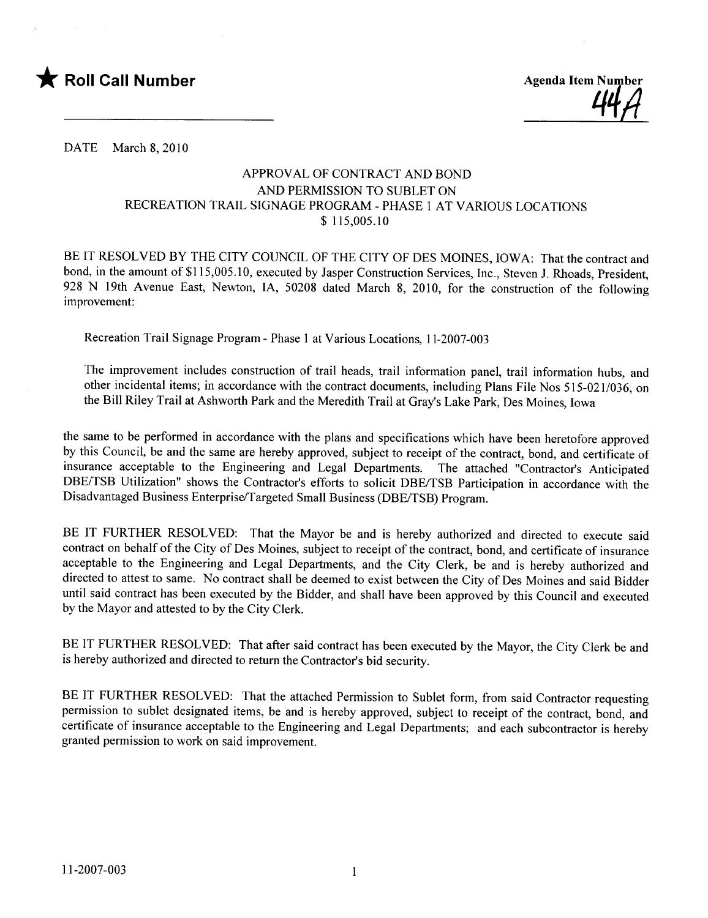★ **Roll Call Number**

**Agenda Item Number**
44A

DATE March 8, 2010

APPROVAL OF CONTRACT AND BOND
AND PERMISSION TO SUBLET ON
RECREATION TRAIL SIGNAGE PROGRAM - PHASE 1 AT VARIOUS LOCATIONS
$ 115,005.10

BE IT RESOLVED BY THE CITY COUNCIL OF THE CITY OF DES MOINES, IOWA: That the contract and bond, in the amount of $115,005.10, executed by Jasper Construction Services, Inc., Steven J. Rhoads, President, 928 N 19th Avenue East, Newton, IA, 50208 dated March 8, 2010, for the construction of the following improvement:

Recreation Trail Signage Program - Phase 1 at Various Locations, 11-2007-003

The improvement includes construction of trail heads, trail information panel, trail information hubs, and other incidental items; in accordance with the contract documents, including Plans File Nos 515-021/036, on the Bill Riley Trail at Ashworth Park and the Meredith Trail at Gray's Lake Park, Des Moines, Iowa

the same to be performed in accordance with the plans and specifications which have been heretofore approved by this Council, be and the same are hereby approved, subject to receipt of the contract, bond, and certificate of insurance acceptable to the Engineering and Legal Departments. The attached "Contractor's Anticipated DBE/TSB Utilization" shows the Contractor's efforts to solicit DBE/TSB Participation in accordance with the Disadvantaged Business Enterprise/Targeted Small Business (DBE/TSB) Program.

BE IT FURTHER RESOLVED: That the Mayor be and is hereby authorized and directed to execute said contract on behalf of the City of Des Moines, subject to receipt of the contract, bond, and certificate of insurance acceptable to the Engineering and Legal Departments, and the City Clerk, be and is hereby authorized and directed to attest to same. No contract shall be deemed to exist between the City of Des Moines and said Bidder until said contract has been executed by the Bidder, and shall have been approved by this Council and executed by the Mayor and attested to by the City Clerk.

BE IT FURTHER RESOLVED: That after said contract has been executed by the Mayor, the City Clerk be and is hereby authorized and directed to return the Contractor's bid security.

BE IT FURTHER RESOLVED: That the attached Permission to Sublet form, from said Contractor requesting permission to sublet designated items, be and is hereby approved, subject to receipt of the contract, bond, and certificate of insurance acceptable to the Engineering and Legal Departments; and each subcontractor is hereby granted permission to work on said improvement.

11-2007-003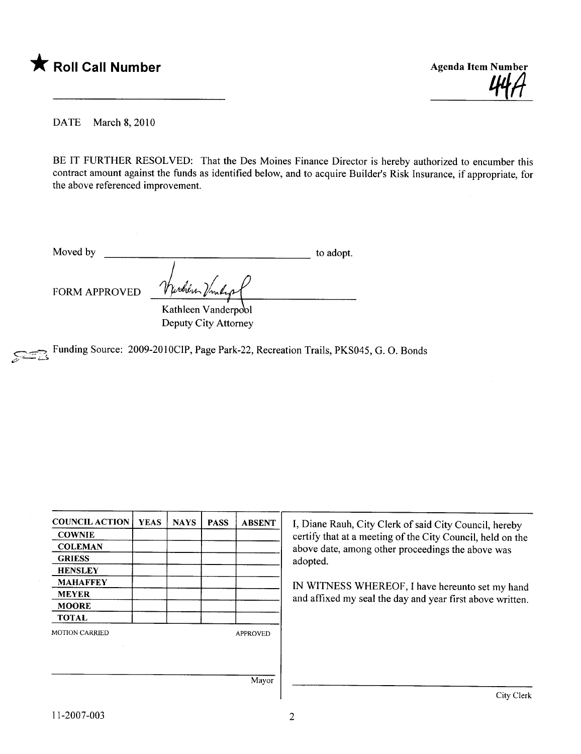★ **Roll Call Number**

Agenda Item Number

44A

DATE March 8, 2010

BE IT FURTHER RESOLVED: That the Des Moines Finance Director is hereby authorized to encumber this contract amount against the funds as identified below, and to acquire Builder's Risk Insurance, if appropriate, for the above referenced improvement.

Moved by ________________________________ to adopt.

FORM APPROVED

Kathleen Vanderpool
Deputy City Attorney

Funding Source: 2009-2010CIP, Page Park-22, Recreation Trails, PKS045, G. O. Bonds

| COUNCIL ACTION | YEAS | NAYS | PASS | ABSENT |
|---|---|---|---|---|
| COWNIE | | | | |
| COLEMAN | | | | |
| GRIESS | | | | |
| HENSLEY | | | | |
| MAHAFFEY | | | | |
| MEYER | | | | |
| MOORE | | | | |
| TOTAL | | | | |

MOTION CARRIED APPROVED

Mayor

I, Diane Rauh, City Clerk of said City Council, hereby certify that at a meeting of the City Council, held on the above date, among other proceedings the above was adopted.

IN WITNESS WHEREOF, I have hereunto set my hand and affixed my seal the day and year first above written.

City Clerk

11-2007-003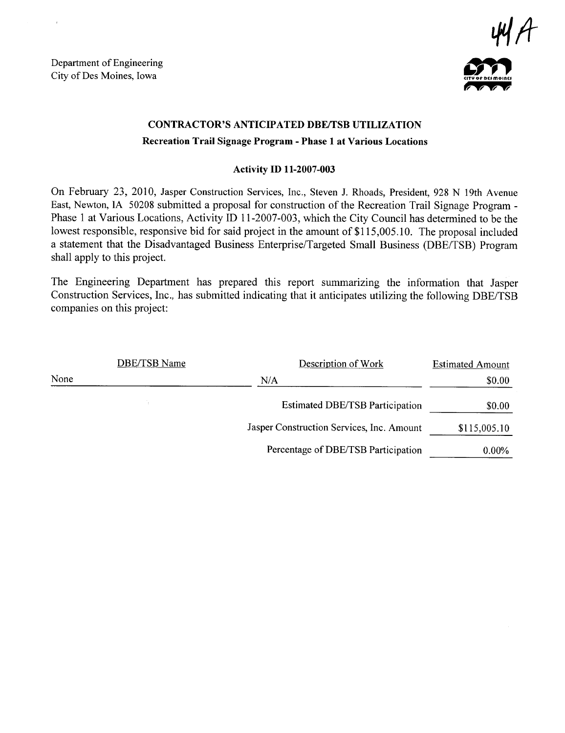44A

Department of Engineering
City of Des Moines, Iowa

## CONTRACTOR'S ANTICIPATED DBE/TSB UTILIZATION

**Recreation Trail Signage Program - Phase 1 at Various Locations**

**Activity ID 11-2007-003**

On February 23, 2010, Jasper Construction Services, Inc., Steven J. Rhoads, President, 928 N 19th Avenue East, Newton, IA 50208 submitted a proposal for construction of the Recreation Trail Signage Program - Phase 1 at Various Locations, Activity ID 11-2007-003, which the City Council has determined to be the lowest responsible, responsive bid for said project in the amount of $115,005.10. The proposal included a statement that the Disadvantaged Business Enterprise/Targeted Small Business (DBE/TSB) Program shall apply to this project.

The Engineering Department has prepared this report summarizing the information that Jasper Construction Services, Inc., has submitted indicating that it anticipates utilizing the following DBE/TSB companies on this project:

| DBE/TSB Name | Description of Work | Estimated Amount |
|---|---|---|
| None | N/A | $0.00 |
| | Estimated DBE/TSB Participation | $0.00 |
| | Jasper Construction Services, Inc. Amount | $115,005.10 |
| | Percentage of DBE/TSB Participation | 0.00% |